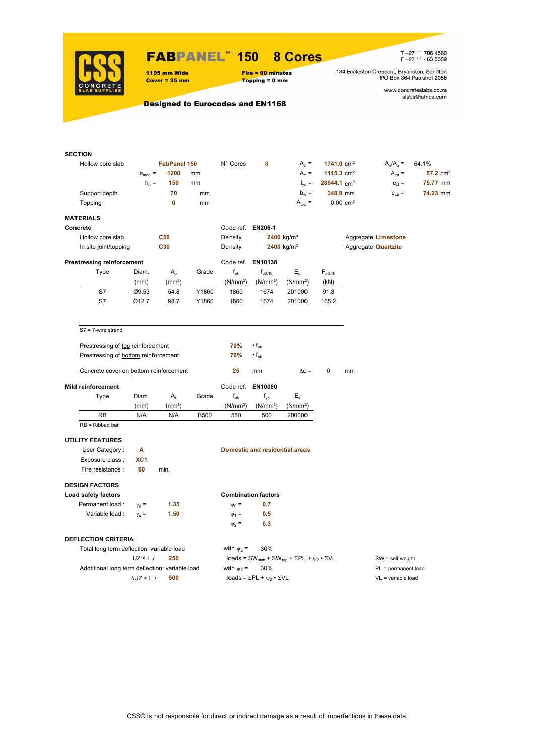# FABPANEL™ 150 8 Cores

**1195 mm Wide** **Fire = 60 minutes**
**Cover = 25 mm** **Topping = 0 mm**

T +27 11 706 4560
F +27 11 463 5589

134 Eccleston Crescent, Bryanston, Sandton
PO Box 364 Paulshof 2056

www.concreteslabs.co.za
slabs@iafrica.com

**Designed to Eurocodes and EN1168**

## SECTION

| | | | | | | | | | |
|---|---|---|---|---|---|---|---|---|---|
| Hollow core slab | | FabPanel 150 | | N° Cores | 8 | $A_b$ = | 1741.0 cm² | $A_n/A_b$ = | 64.1% |
| | $b_{mod}$ = | 1200 | mm | | | $A_n$ = | 1115.3 cm² | $A_{jnt}$ = | 57.2 cm² |
| | $h_p$ = | 150 | mm | | | $I_{yc}$ = | 28844.1 cm⁴ | $e_{zt}$ = | 75.77 mm |
| Support depth | | 70 | mm | | | $b_w$ = | 348.8 mm | $e_{zb}$ = | 74.23 mm |
| Topping | | 0 | mm | | | $A_{top}$ = | 0.00 cm² | | |

## MATERIALS

### Concrete

Code ref. EN206-1

| | | | | |
|---|---|---|---|---|
| Hollow core slab | C50 | Density | 2400 kg/m³ | Aggregate Limestone |
| In situ joint/topping | C30 | Density | 2400 kg/m³ | Aggregate Quartzite |

### Prestressing reinforcement

Code ref. EN10138

| Type | Diam. (mm) | $A_p$ (mm²) | Grade | $f_{pk}$ (N/mm²) | $f_{p0.1k}$ (N/mm²) | $E_p$ (N/mm²) | $F_{p0.1k}$ (kN) |
|---|---|---|---|---|---|---|---|
| S7 | Ø9.53 | 54.8 | Y1860 | 1860 | 1674 | 201000 | 91.8 |
| S7 | Ø12.7 | 98.7 | Y1860 | 1860 | 1674 | 201000 | 165.2 |

S7 = 7-wire strand

Prestressing of top reinforcement 70% $\cdot f_{pk}$
Prestressing of bottom reinforcement 70% $\cdot f_{pk}$

Concrete cover on bottom reinforcement 25 mm $\Delta c$ = 0 mm

### Mild reinforcement

Code ref. EN10080

| Type | Diam. (mm) | $A_s$ (mm²) | Grade | $f_{uk}$ (N/mm²) | $f_{yk}$ (N/mm²) | $E_s$ (N/mm²) |
|---|---|---|---|---|---|---|
| RB | N/A | N/A | B500 | 550 | 500 | 200000 |

RB = Ribbed bar

## UTILITY FEATURES

User Category : A — Domestic and residential areas
Exposure class : XC1
Fire resistance : 60 min.

## DESIGN FACTORS

**Load safety factors**

Permanent load : $\gamma_g$ = 1.35
Variable load : $\gamma_q$ = 1.50

**Combination factors**

$\psi_0$ = 0.7
$\psi_1$ = 0.5
$\psi_2$ = 0.3

## DEFLECTION CRITERIA

Total long term deflection: variable load with $\psi_2$ = 30%
UZ < L / 250 loads = $SW_{slab} + SW_{top} + \Sigma PL + \psi_2 \cdot \Sigma VL$

Addtitional long term deflection: variable load with $\psi_2$ = 30%
$\Delta$UZ < L / 500 loads = $\Sigma PL + \psi_2 \cdot \Sigma VL$

SW = self weight
PL = permanent load
VL = variable load

CSS© is not responsible for direct or indirect damage as a result of imperfections in these data.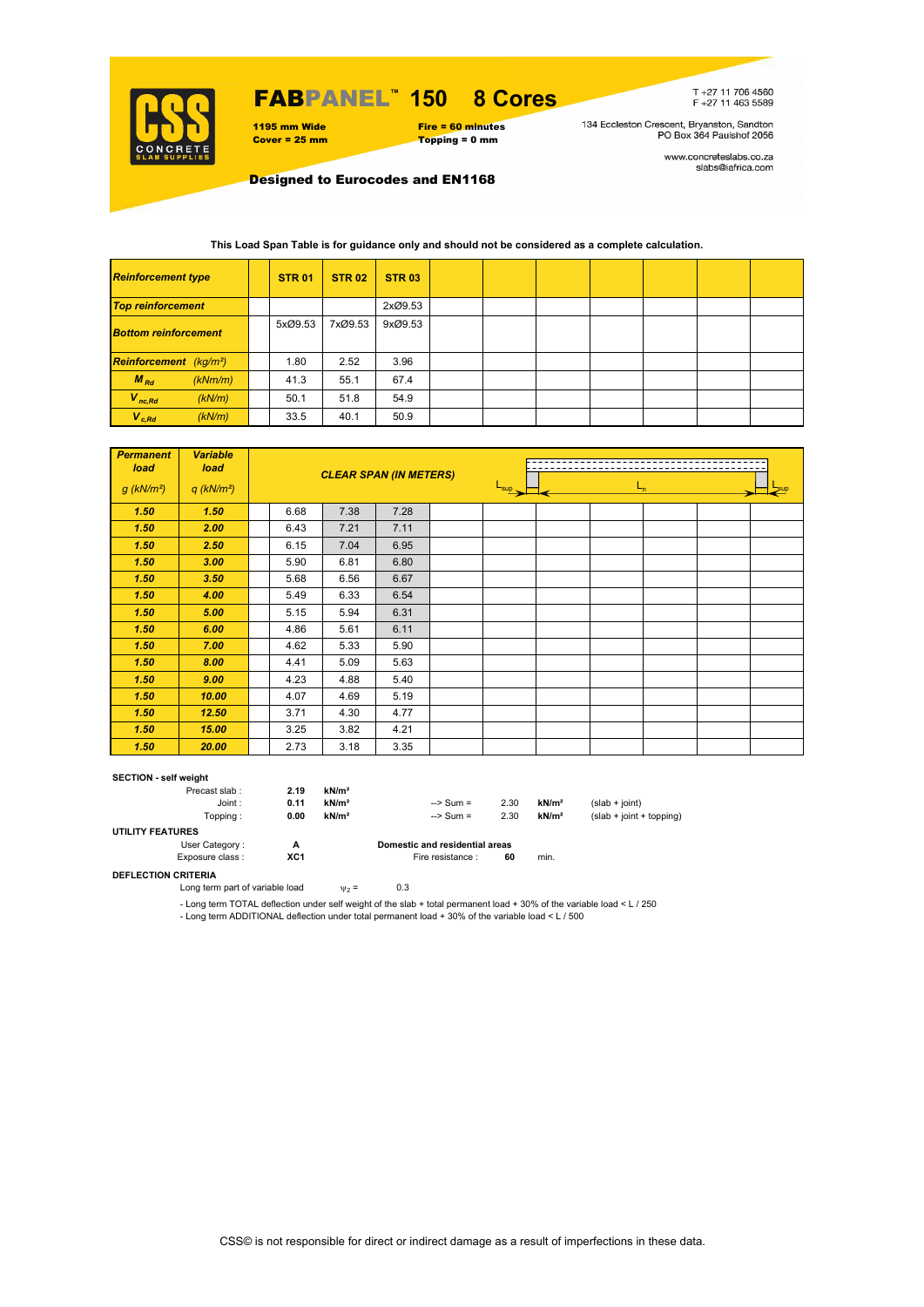# FABPANEL™ 150 8 Cores

**1195 mm Wide**
**Cover = 25 mm**

**Fire = 60 minutes**
**Topping = 0 mm**

T +27 11 706 4560
F +27 11 463 5589

134 Eccleston Crescent, Bryanston, Sandton
PO Box 364 Paulshof 2056

www.concreteslabs.co.za
slabs@iafrica.com

**Designed to Eurocodes and EN1168**

**This Load Span Table is for guidance only and should not be considered as a complete calculation.**

| *Reinforcement type* | | STR 01 | STR 02 | STR 03 | | | | | | | |
|---|---|---|---|---|---|---|---|---|---|---|---|
| *Top reinforcement* | | | | 2xØ9.53 | | | | | | | |
| *Bottom reinforcement* | | 5xØ9.53 | 7xØ9.53 | 9xØ9.53 | | | | | | | |
| *Reinforcement (kg/m²)* | | 1.80 | 2.52 | 3.96 | | | | | | | |
| $M_{Rd}$ | (kNm/m) | 41.3 | 55.1 | 67.4 | | | | | | | |
| $V_{nc,Rd}$ | (kN/m) | 50.1 | 51.8 | 54.9 | | | | | | | |
| $V_{c,Rd}$ | (kN/m) | 33.5 | 40.1 | 50.9 | | | | | | | |

| *Permanent load* $g$ (kN/m²) | *Variable load* $q$ (kN/m²) | CLEAR SPAN (IN METERS) ($L_{sup}$ / $L_n$ / $L_{sup}$) | | | | | | | | | |
|---|---|---|---|---|---|---|---|---|---|---|---|
| **1.50** | **1.50** | 6.68 | 7.38 | 7.28 | | | | | | | |
| **1.50** | **2.00** | 6.43 | 7.21 | 7.11 | | | | | | | |
| **1.50** | **2.50** | 6.15 | 7.04 | 6.95 | | | | | | | |
| **1.50** | **3.00** | 5.90 | 6.81 | 6.80 | | | | | | | |
| **1.50** | **3.50** | 5.68 | 6.56 | 6.67 | | | | | | | |
| **1.50** | **4.00** | 5.49 | 6.33 | 6.54 | | | | | | | |
| **1.50** | **5.00** | 5.15 | 5.94 | 6.31 | | | | | | | |
| **1.50** | **6.00** | 4.86 | 5.61 | 6.11 | | | | | | | |
| **1.50** | **7.00** | 4.62 | 5.33 | 5.90 | | | | | | | |
| **1.50** | **8.00** | 4.41 | 5.09 | 5.63 | | | | | | | |
| **1.50** | **9.00** | 4.23 | 4.88 | 5.40 | | | | | | | |
| **1.50** | **10.00** | 4.07 | 4.69 | 5.19 | | | | | | | |
| **1.50** | **12.50** | 3.71 | 4.30 | 4.77 | | | | | | | |
| **1.50** | **15.00** | 3.25 | 3.82 | 4.21 | | | | | | | |
| **1.50** | **20.00** | 2.73 | 3.18 | 3.35 | | | | | | | |

**SECTION - self weight**

| | | | | | | |
|---|---|---|---|---|---|---|
| Precast slab : | **2.19** | **kN/m²** | | | | |
| Joint : | **0.11** | **kN/m²** | --> Sum = | 2.30 | **kN/m²** | (slab + joint) |
| Topping : | **0.00** | **kN/m²** | --> Sum = | 2.30 | **kN/m²** | (slab + joint + topping) |

**UTILITY FEATURES**

User Category : **A** — **Domestic and residential areas**
Exposure class : **XC1** — Fire resistance : **60** min.

**DEFLECTION CRITERIA**

Long term part of variable load $\psi_2$ = 0.3

- Long term TOTAL deflection under self weight of the slab + total permanent load + 30% of the variable load < L / 250
- Long term ADDITIONAL deflection under total permanent load + 30% of the variable load < L / 500

CSS© is not responsible for direct or indirect damage as a result of imperfections in these data.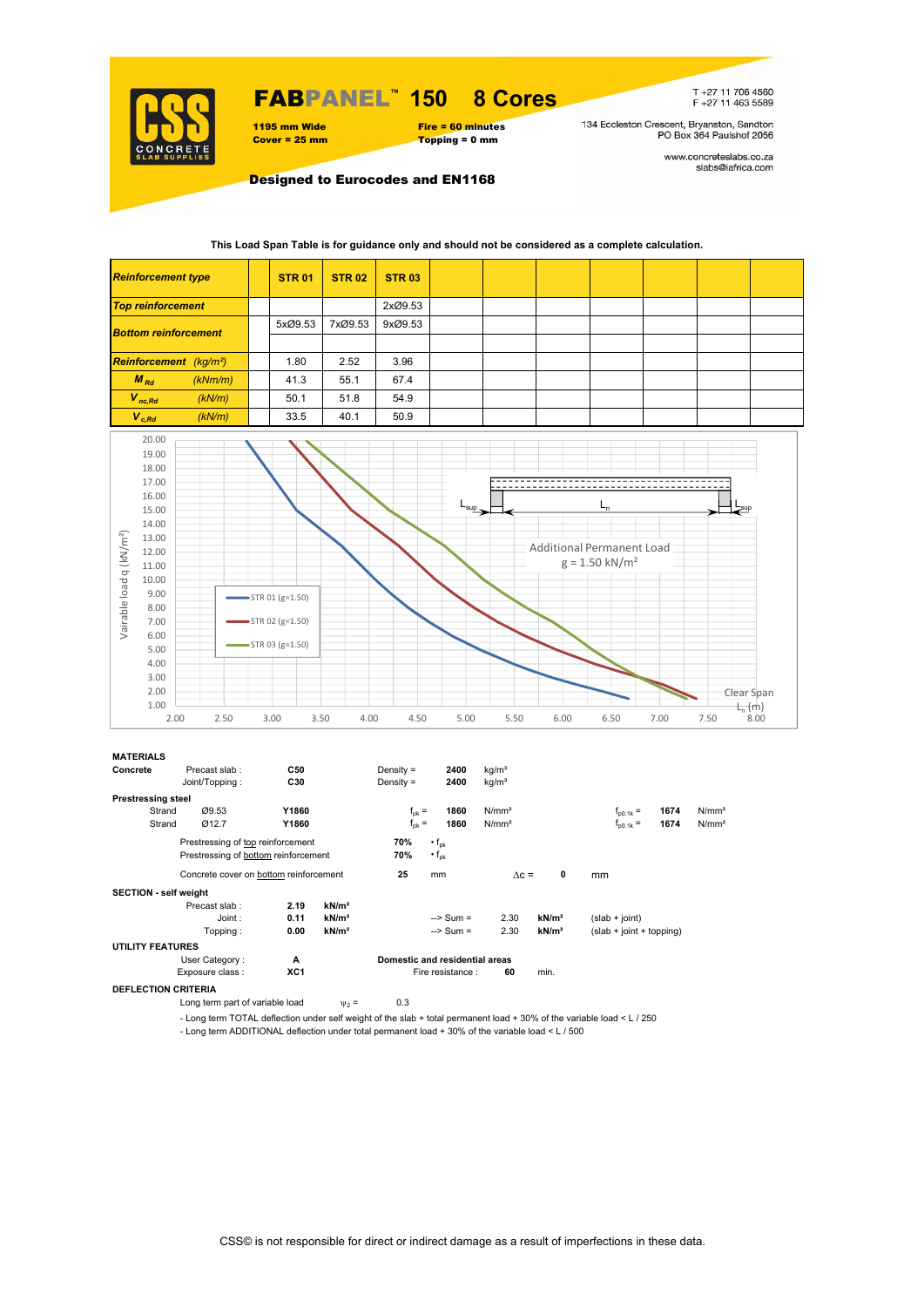# FABPANEL™ 150 8 Cores

**1195 mm Wide**
**Cover = 25 mm**

**Fire = 60 minutes**
**Topping = 0 mm**

T +27 11 706 4560
F +27 11 463 5589

134 Eccleston Crescent, Bryanston, Sandton
PO Box 364 Paulshof 2056

www.concreteslabs.co.za
slabs@iafrica.com

**Designed to Eurocodes and EN1168**

**This Load Span Table is for guidance only and should not be considered as a complete calculation.**

| ***Reinforcement type*** | | **STR 01** | **STR 02** | **STR 03** | | | | | | | |
|---|---|---|---|---|---|---|---|---|---|---|---|
| ***Top reinforcement*** | | | | 2xØ9.53 | | | | | | | |
| ***Bottom reinforcement*** | | 5xØ9.53 | 7xØ9.53 | 9xØ9.53 | | | | | | | |
| | | | | | | | | | | | |
| ***Reinforcement (kg/m²)*** | | 1.80 | 2.52 | 3.96 | | | | | | | |
| $M_{Rd}$ *(kNm/m)* | | 41.3 | 55.1 | 67.4 | | | | | | | |
| $V_{nc,Rd}$ *(kN/m)* | | 50.1 | 51.8 | 54.9 | | | | | | | |
| $V_{c,Rd}$ *(kN/m)* | | 33.5 | 40.1 | 50.9 | | | | | | | |

Variable load q (kN/m²)

20.00
19.00
18.00
17.00
16.00
15.00
14.00
13.00
12.00
11.00
10.00
9.00
8.00
7.00
6.00
5.00
4.00
3.00
2.00
1.00

2.00 2.50 3.00 3.50 4.00 4.50 5.00 5.50 6.00 6.50 7.00 7.50 8.00

Clear Span $L_n$ (m)

STR 01 (g=1.50)
STR 02 (g=1.50)
STR 03 (g=1.50)

$L_{sup}$ $L_n$ $L_{sup}$

Additional Permanent Load
g = 1.50 kN/m²

**MATERIALS**

**Concrete**

| | | | | | |
|---|---|---|---|---|---|
| Precast slab : | **C50** | Density = | **2400** | kg/m³ | |
| Joint/Topping : | **C30** | Density = | **2400** | kg/m³ | |

**Prestressing steel**

| | | | | | | | |
|---|---|---|---|---|---|---|---|
| Strand Ø9.53 | **Y1860** | $f_{pk}$ = | **1860** | N/mm² | $f_{p0.1k}$ = | **1674** | N/mm² |
| Strand Ø12.7 | **Y1860** | $f_{pk}$ = | **1860** | N/mm² | $f_{p0.1k}$ = | **1674** | N/mm² |

Prestressing of top reinforcement **70%** $\cdot f_{pk}$
Prestressing of bottom reinforcement **70%** $\cdot f_{pk}$

Concrete cover on bottom reinforcement **25** mm $\Delta c$ = **0** mm

**SECTION - self weight**

| | | | | | | |
|---|---|---|---|---|---|---|
| Precast slab : | **2.19** | **kN/m²** | | | | |
| Joint : | **0.11** | **kN/m²** | --> Sum = | 2.30 | **kN/m²** | (slab + joint) |
| Topping : | **0.00** | **kN/m²** | --> Sum = | 2.30 | **kN/m²** | (slab + joint + topping) |

**UTILITY FEATURES**

User Category : **A** **Domestic and residential areas**
Exposure class : **XC1** Fire resistance : **60** min.

**DEFLECTION CRITERIA**

Long term part of variable load $\psi_2$ = 0.3

- Long term TOTAL deflection under self weight of the slab + total permanent load + 30% of the variable load < L / 250
- Long term ADDITIONAL deflection under total permanent load + 30% of the variable load < L / 500

CSS© is not responsible for direct or indirect damage as a result of imperfections in these data.